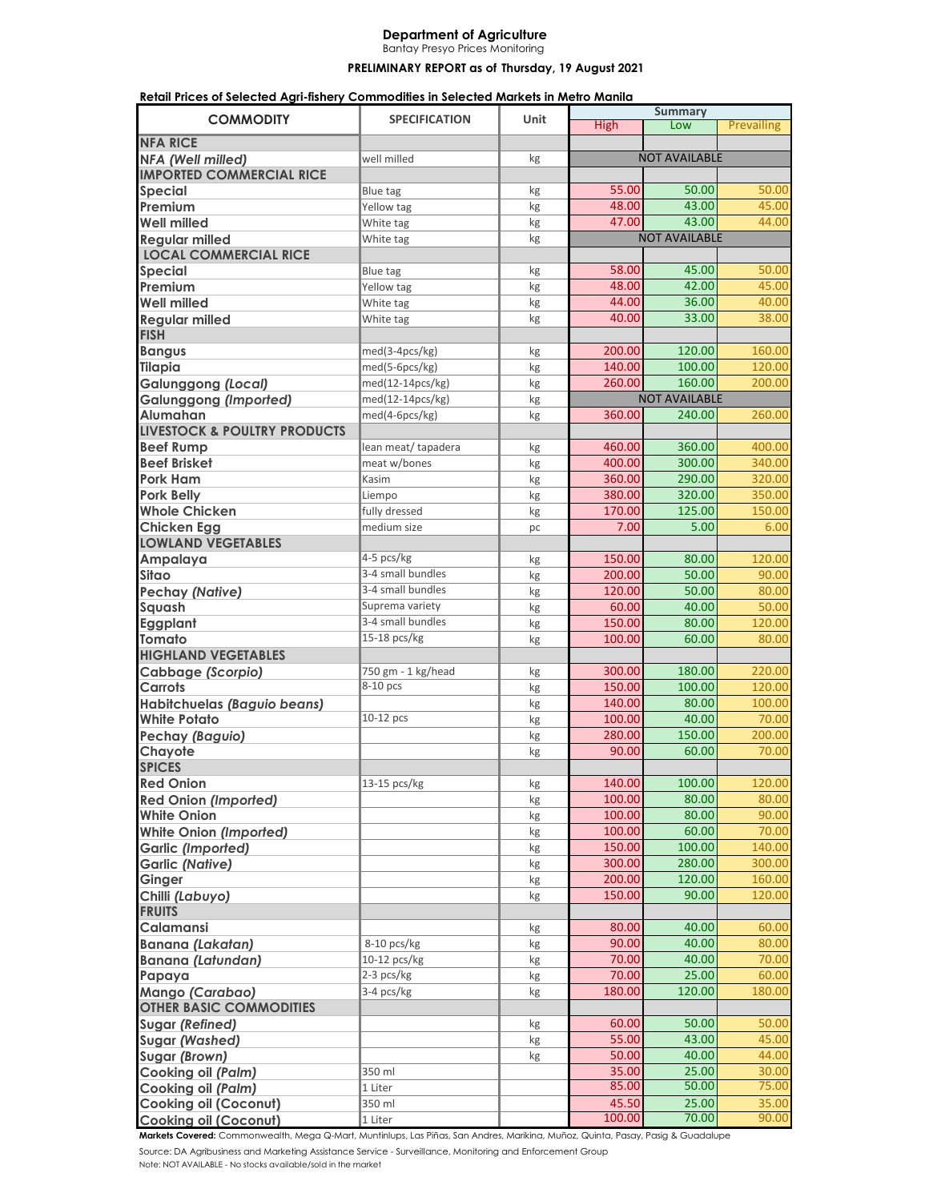# Department of Agriculture

Bantay Presyo Prices Monitoring

**PRELIMINARY REPORT as of Thursday, 19 August 2021**

**Retail Prices of Selected Agri-fishery Commodities in Selected Markets in Metro Manila**

| COMMODITY | SPECIFICATION | Unit | Summary | | |
|---|---|---|---|---|---|
| | | | High | Low | Prevailing |
| **NFA RICE** | | | | | |
| ***NFA (Well milled)*** | well milled | kg | NOT AVAILABLE | | |
| **IMPORTED COMMERCIAL RICE** | | | | | |
| **Special** | Blue tag | kg | 55.00 | 50.00 | 50.00 |
| **Premium** | Yellow tag | kg | 48.00 | 43.00 | 45.00 |
| **Well milled** | White tag | kg | 47.00 | 43.00 | 44.00 |
| **Regular milled** | White tag | kg | NOT AVAILABLE | | |
| **LOCAL COMMERCIAL RICE** | | | | | |
| **Special** | Blue tag | kg | 58.00 | 45.00 | 50.00 |
| **Premium** | Yellow tag | kg | 48.00 | 42.00 | 45.00 |
| **Well milled** | White tag | kg | 44.00 | 36.00 | 40.00 |
| **Regular milled** | White tag | kg | 40.00 | 33.00 | 38.00 |
| **FISH** | | | | | |
| **Bangus** | med(3-4pcs/kg) | kg | 200.00 | 120.00 | 160.00 |
| **Tilapia** | med(5-6pcs/kg) | kg | 140.00 | 100.00 | 120.00 |
| **Galunggong *(Local)*** | med(12-14pcs/kg) | kg | 260.00 | 160.00 | 200.00 |
| **Galunggong *(Imported)*** | med(12-14pcs/kg) | kg | NOT AVAILABLE | | |
| **Alumahan** | med(4-6pcs/kg) | kg | 360.00 | 240.00 | 260.00 |
| **LIVESTOCK & POULTRY PRODUCTS** | | | | | |
| **Beef Rump** | lean meat/ tapadera | kg | 460.00 | 360.00 | 400.00 |
| **Beef Brisket** | meat w/bones | kg | 400.00 | 300.00 | 340.00 |
| **Pork Ham** | Kasim | kg | 360.00 | 290.00 | 320.00 |
| **Pork Belly** | Liempo | kg | 380.00 | 320.00 | 350.00 |
| **Whole Chicken** | fully dressed | kg | 170.00 | 125.00 | 150.00 |
| **Chicken Egg** | medium size | pc | 7.00 | 5.00 | 6.00 |
| **LOWLAND VEGETABLES** | | | | | |
| **Ampalaya** | 4-5 pcs/kg | kg | 150.00 | 80.00 | 120.00 |
| **Sitao** | 3-4 small bundles | kg | 200.00 | 50.00 | 90.00 |
| **Pechay *(Native)*** | 3-4 small bundles | kg | 120.00 | 50.00 | 80.00 |
| **Squash** | Suprema variety | kg | 60.00 | 40.00 | 50.00 |
| **Eggplant** | 3-4 small bundles | kg | 150.00 | 80.00 | 120.00 |
| **Tomato** | 15-18 pcs/kg | kg | 100.00 | 60.00 | 80.00 |
| **HIGHLAND VEGETABLES** | | | | | |
| **Cabbage *(Scorpio)*** | 750 gm - 1 kg/head | kg | 300.00 | 180.00 | 220.00 |
| **Carrots** | 8-10 pcs | kg | 150.00 | 100.00 | 120.00 |
| **Habitchuelas *(Baguio beans)*** | | kg | 140.00 | 80.00 | 100.00 |
| **White Potato** | 10-12 pcs | kg | 100.00 | 40.00 | 70.00 |
| **Pechay *(Baguio)*** | | kg | 280.00 | 150.00 | 200.00 |
| **Chayote** | | kg | 90.00 | 60.00 | 70.00 |
| **SPICES** | | | | | |
| **Red Onion** | 13-15 pcs/kg | kg | 140.00 | 100.00 | 120.00 |
| **Red Onion *(Imported)*** | | kg | 100.00 | 80.00 | 80.00 |
| **White Onion** | | kg | 100.00 | 80.00 | 90.00 |
| **White Onion *(Imported)*** | | kg | 100.00 | 60.00 | 70.00 |
| **Garlic *(Imported)*** | | kg | 150.00 | 100.00 | 140.00 |
| **Garlic *(Native)*** | | kg | 300.00 | 280.00 | 300.00 |
| **Ginger** | | kg | 200.00 | 120.00 | 160.00 |
| **Chilli *(Labuyo)*** | | kg | 150.00 | 90.00 | 120.00 |
| **FRUITS** | | | | | |
| **Calamansi** | | kg | 80.00 | 40.00 | 60.00 |
| **Banana *(Lakatan)*** | 8-10 pcs/kg | kg | 90.00 | 40.00 | 80.00 |
| **Banana *(Latundan)*** | 10-12 pcs/kg | kg | 70.00 | 40.00 | 70.00 |
| **Papaya** | 2-3 pcs/kg | kg | 70.00 | 25.00 | 60.00 |
| **Mango *(Carabao)*** | 3-4 pcs/kg | kg | 180.00 | 120.00 | 180.00 |
| **OTHER BASIC COMMODITIES** | | | | | |
| **Sugar *(Refined)*** | | kg | 60.00 | 50.00 | 50.00 |
| **Sugar *(Washed)*** | | kg | 55.00 | 43.00 | 45.00 |
| **Sugar *(Brown)*** | | kg | 50.00 | 40.00 | 44.00 |
| **Cooking oil *(Palm)*** | 350 ml | | 35.00 | 25.00 | 30.00 |
| **Cooking oil *(Palm)*** | 1 Liter | | 85.00 | 50.00 | 75.00 |
| **Cooking oil (Coconut)** | 350 ml | | 45.50 | 25.00 | 35.00 |
| **Cooking oil (Coconut)** | 1 Liter | | 100.00 | 70.00 | 90.00 |

**Markets Covered:** Commonwealth, Mega Q-Mart, Muntinlups, Las Piñas, San Andres, Marikina, Muñoz, Quinta, Pasay, Pasig & Guadalupe

Source: DA Agribusiness and Marketing Assistance Service - Surveillance, Monitoring and Enforcement Group

Note: NOT AVAILABLE - No stocks available/sold in the market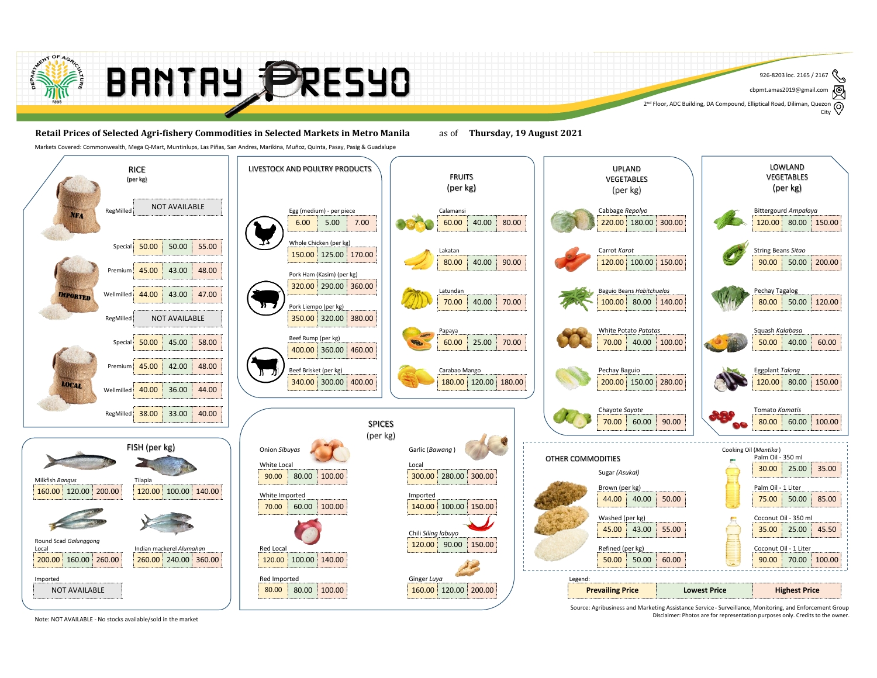# BANTAY PRESYO

926-8203 loc. 2165 / 2167

cbpmt.amas2019@gmail.com

2nd Floor, ADC Building, DA Compound, Elliptical Road, Diliman, Quezon City

## Retail Prices of Selected Agri-fishery Commodities in Selected Markets in Metro Manila as of Thursday, 19 August 2021

Markets Covered: Commonwealth, Mega Q-Mart, Muntinlupa, Las Piñas, San Andres, Marikina, Muñoz, Quinta, Pasay, Pasig & Guadalupe

Legend: Prevailing Price | Lowest Price | Highest Price

### RICE (per kg)

| Type | Variety | Prevailing Price | Lowest Price | Highest Price |
|---|---|---|---|---|
| NFA | RegMilled | NOT AVAILABLE | | |
| IMPORTED | Special | 50.00 | 50.00 | 55.00 |
| IMPORTED | Premium | 45.00 | 43.00 | 48.00 |
| IMPORTED | Wellmilled | 44.00 | 43.00 | 47.00 |
| IMPORTED | RegMilled | NOT AVAILABLE | | |
| LOCAL | Special | 50.00 | 45.00 | 58.00 |
| LOCAL | Premium | 45.00 | 42.00 | 48.00 |
| LOCAL | Wellmilled | 40.00 | 36.00 | 44.00 |
| LOCAL | RegMilled | 38.00 | 33.00 | 40.00 |

### LIVESTOCK AND POULTRY PRODUCTS

| Commodity | Prevailing Price | Lowest Price | Highest Price |
|---|---|---|---|
| Egg (medium) - per piece | 6.00 | 5.00 | 7.00 |
| Whole Chicken (per kg) | 150.00 | 125.00 | 170.00 |
| Pork Ham (Kasim) (per kg) | 320.00 | 290.00 | 360.00 |
| Pork Liempo (per kg) | 350.00 | 320.00 | 380.00 |
| Beef Rump (per kg) | 400.00 | 360.00 | 460.00 |
| Beef Brisket (per kg) | 340.00 | 300.00 | 400.00 |

### FRUITS (per kg)

| Commodity | Prevailing Price | Lowest Price | Highest Price |
|---|---|---|---|
| Calamansi | 60.00 | 40.00 | 80.00 |
| Lakatan | 80.00 | 40.00 | 90.00 |
| Latundan | 70.00 | 40.00 | 70.00 |
| Papaya | 60.00 | 25.00 | 70.00 |
| Carabao Mango | 180.00 | 120.00 | 180.00 |

### UPLAND VEGETABLES (per kg)

| Commodity | Prevailing Price | Lowest Price | Highest Price |
|---|---|---|---|
| Cabbage *Repolyo* | 220.00 | 180.00 | 300.00 |
| Carrot *Karot* | 120.00 | 100.00 | 150.00 |
| Baguio Beans *Habitchuelas* | 100.00 | 80.00 | 140.00 |
| White Potato *Patatas* | 70.00 | 40.00 | 100.00 |
| Pechay Baguio | 200.00 | 150.00 | 280.00 |
| Chayote *Sayote* | 70.00 | 60.00 | 90.00 |

### LOWLAND VEGETABLES (per kg)

| Commodity | Prevailing Price | Lowest Price | Highest Price |
|---|---|---|---|
| Bittergourd *Ampalaya* | 120.00 | 80.00 | 150.00 |
| String Beans *Sitao* | 90.00 | 50.00 | 200.00 |
| Pechay Tagalog | 80.00 | 50.00 | 120.00 |
| Squash *Kalabasa* | 50.00 | 40.00 | 60.00 |
| Eggplant *Talong* | 120.00 | 80.00 | 150.00 |
| Tomato *Kamatis* | 80.00 | 60.00 | 100.00 |

### FISH (per kg)

| Commodity | Prevailing Price | Lowest Price | Highest Price |
|---|---|---|---|
| Milkfish *Bangus* | 160.00 | 120.00 | 200.00 |
| Tilapia | 120.00 | 100.00 | 140.00 |
| Round Scad *Galunggong* Local | 200.00 | 160.00 | 260.00 |
| Round Scad *Galunggong* Imported | NOT AVAILABLE | | |
| Indian mackerel *Alumahan* | 260.00 | 240.00 | 360.00 |

### SPICES (per kg)

| Commodity | Prevailing Price | Lowest Price | Highest Price |
|---|---|---|---|
| Onion *Sibuyas* - White Local | 90.00 | 80.00 | 100.00 |
| Onion *Sibuyas* - White Imported | 70.00 | 60.00 | 100.00 |
| Onion *Sibuyas* - Red Local | 120.00 | 100.00 | 140.00 |
| Onion *Sibuyas* - Red Imported | 80.00 | 80.00 | 100.00 |
| Garlic (*Bawang*) - Local | 300.00 | 280.00 | 300.00 |
| Garlic (*Bawang*) - Imported | 140.00 | 100.00 | 150.00 |
| Chili *Siling labuyo* | 120.00 | 90.00 | 150.00 |
| Ginger *Luya* | 160.00 | 120.00 | 200.00 |

### OTHER COMMODITIES

| Commodity | Prevailing Price | Lowest Price | Highest Price |
|---|---|---|---|
| Sugar (*Asukal*) - Brown (per kg) | 44.00 | 40.00 | 50.00 |
| Sugar (*Asukal*) - Washed (per kg) | 45.00 | 43.00 | 55.00 |
| Sugar (*Asukal*) - Refined (per kg) | 50.00 | 50.00 | 60.00 |
| Cooking Oil (*Mantika*) - Palm Oil - 350 ml | 30.00 | 25.00 | 35.00 |
| Cooking Oil (*Mantika*) - Palm Oil - 1 Liter | 75.00 | 50.00 | 85.00 |
| Cooking Oil (*Mantika*) - Coconut Oil - 350 ml | 35.00 | 25.00 | 45.50 |
| Cooking Oil (*Mantika*) - Coconut Oil - 1 Liter | 90.00 | 70.00 | 100.00 |

Note: NOT AVAILABLE - No stocks available/sold in the market

Source: Agribusiness and Marketing Assistance Service - Surveillance, Monitoring, and Enforcement Group

Disclaimer: Photos are for representation purposes only. Credits to the owner.